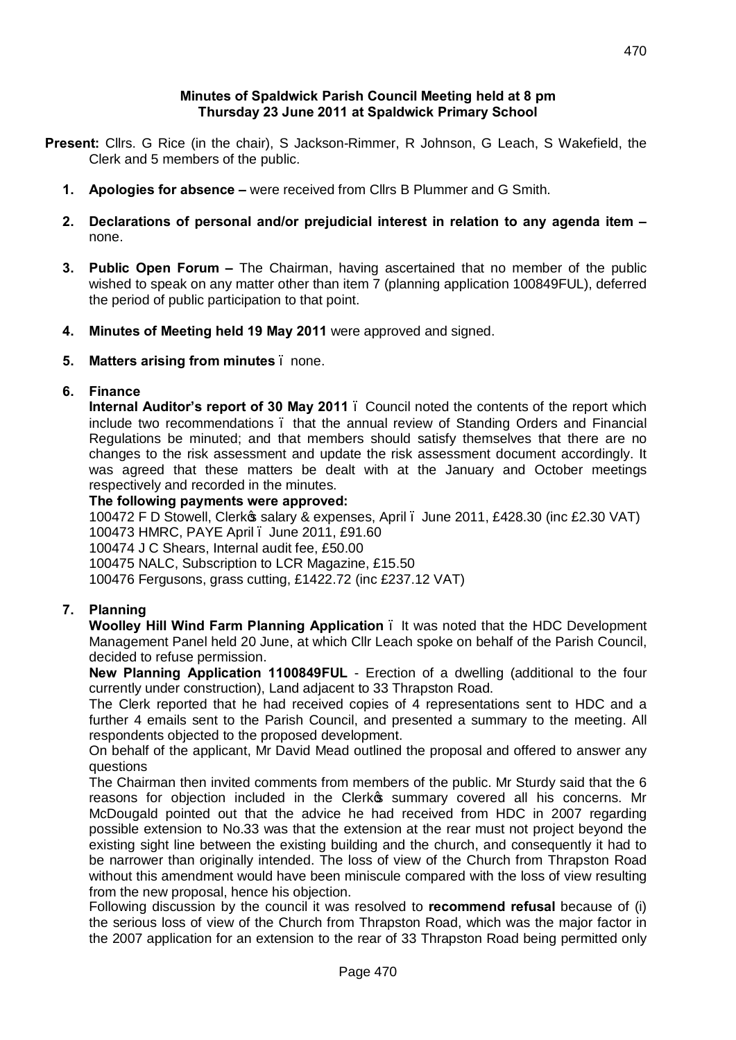**Minutes of Spaldwick Parish Council Meeting held at 8 pm**
**Thursday 23 June 2011 at Spaldwick Primary School**

**Present:** Cllrs. G Rice (in the chair), S Jackson-Rimmer, R Johnson, G Leach, S Wakefield, the Clerk and 5 members of the public.

1. **Apologies for absence –** were received from Cllrs B Plummer and G Smith.

2. **Declarations of personal and/or prejudicial interest in relation to any agenda item –** none.

3. **Public Open Forum –** The Chairman, having ascertained that no member of the public wished to speak on any matter other than item 7 (planning application 100849FUL), deferred the period of public participation to that point.

4. **Minutes of Meeting held 19 May 2011** were approved and signed.

5. **Matters arising from minutes** – none.

6. **Finance**

   **Internal Auditor's report of 30 May 2011** – Council noted the contents of the report which include two recommendations – that the annual review of Standing Orders and Financial Regulations be minuted; and that members should satisfy themselves that there are no changes to the risk assessment and update the risk assessment document accordingly. It was agreed that these matters be dealt with at the January and October meetings respectively and recorded in the minutes.

   **The following payments were approved:**

   100472 F D Stowell, Clerk's salary & expenses, April – June 2011, £428.30 (inc £2.30 VAT)
   100473 HMRC, PAYE April – June 2011, £91.60
   100474 J C Shears, Internal audit fee, £50.00
   100475 NALC, Subscription to LCR Magazine, £15.50
   100476 Fergusons, grass cutting, £1422.72 (inc £237.12 VAT)

7. **Planning**

   **Woolley Hill Wind Farm Planning Application** – It was noted that the HDC Development Management Panel held 20 June, at which Cllr Leach spoke on behalf of the Parish Council, decided to refuse permission.

   **New Planning Application 1100849FUL** - Erection of a dwelling (additional to the four currently under construction), Land adjacent to 33 Thrapston Road.

   The Clerk reported that he had received copies of 4 representations sent to HDC and a further 4 emails sent to the Parish Council, and presented a summary to the meeting. All respondents objected to the proposed development.

   On behalf of the applicant, Mr David Mead outlined the proposal and offered to answer any questions

   The Chairman then invited comments from members of the public. Mr Sturdy said that the 6 reasons for objection included in the Clerk's summary covered all his concerns. Mr McDougald pointed out that the advice he had received from HDC in 2007 regarding possible extension to No.33 was that the extension at the rear must not project beyond the existing sight line between the existing building and the church, and consequently it had to be narrower than originally intended. The loss of view of the Church from Thrapston Road without this amendment would have been miniscule compared with the loss of view resulting from the new proposal, hence his objection.

   Following discussion by the council it was resolved to **recommend refusal** because of (i) the serious loss of view of the Church from Thrapston Road, which was the major factor in the 2007 application for an extension to the rear of 33 Thrapston Road being permitted only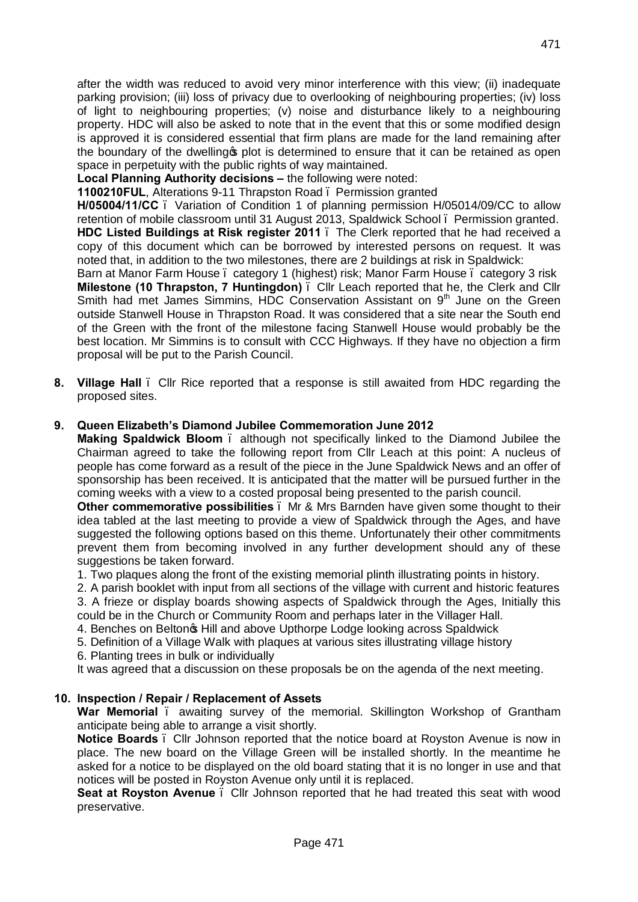after the width was reduced to avoid very minor interference with this view; (ii) inadequate parking provision; (iii) loss of privacy due to overlooking of neighbouring properties; (iv) loss of light to neighbouring properties; (v) noise and disturbance likely to a neighbouring property. HDC will also be asked to note that in the event that this or some modified design is approved it is considered essential that firm plans are made for the land remaining after the boundary of the dwelling's plot is determined to ensure that it can be retained as open space in perpetuity with the public rights of way maintained.

**Local Planning Authority decisions –** the following were noted:

**1100210FUL**, Alterations 9-11 Thrapston Road – Permission granted

**H/05004/11/CC** – Variation of Condition 1 of planning permission H/05014/09/CC to allow retention of mobile classroom until 31 August 2013, Spaldwick School – Permission granted.

**HDC Listed Buildings at Risk register 2011** – The Clerk reported that he had received a copy of this document which can be borrowed by interested persons on request. It was noted that, in addition to the two milestones, there are 2 buildings at risk in Spaldwick:

Barn at Manor Farm House – category 1 (highest) risk; Manor Farm House – category 3 risk

**Milestone (10 Thrapston, 7 Huntingdon)** – Cllr Leach reported that he, the Clerk and Cllr Smith had met James Simmins, HDC Conservation Assistant on 9th June on the Green outside Stanwell House in Thrapston Road. It was considered that a site near the South end of the Green with the front of the milestone facing Stanwell House would probably be the best location. Mr Simmins is to consult with CCC Highways. If they have no objection a firm proposal will be put to the Parish Council.

**8. Village Hall** – Cllr Rice reported that a response is still awaited from HDC regarding the proposed sites.

**9. Queen Elizabeth's Diamond Jubilee Commemoration June 2012**

**Making Spaldwick Bloom** – although not specifically linked to the Diamond Jubilee the Chairman agreed to take the following report from Cllr Leach at this point: A nucleus of people has come forward as a result of the piece in the June Spaldwick News and an offer of sponsorship has been received. It is anticipated that the matter will be pursued further in the coming weeks with a view to a costed proposal being presented to the parish council.

**Other commemorative possibilities** – Mr & Mrs Barnden have given some thought to their idea tabled at the last meeting to provide a view of Spaldwick through the Ages, and have suggested the following options based on this theme. Unfortunately their other commitments prevent them from becoming involved in any further development should any of these suggestions be taken forward.

1. Two plaques along the front of the existing memorial plinth illustrating points in history.
2. A parish booklet with input from all sections of the village with current and historic features
3. A frieze or display boards showing aspects of Spaldwick through the Ages, Initially this could be in the Church or Community Room and perhaps later in the Villager Hall.
4. Benches on Belton's Hill and above Upthorpe Lodge looking across Spaldwick
5. Definition of a Village Walk with plaques at various sites illustrating village history
6. Planting trees in bulk or individually

It was agreed that a discussion on these proposals be on the agenda of the next meeting.

**10. Inspection / Repair / Replacement of Assets**

**War Memorial** – awaiting survey of the memorial. Skillington Workshop of Grantham anticipate being able to arrange a visit shortly.

**Notice Boards** – Cllr Johnson reported that the notice board at Royston Avenue is now in place. The new board on the Village Green will be installed shortly. In the meantime he asked for a notice to be displayed on the old board stating that it is no longer in use and that notices will be posted in Royston Avenue only until it is replaced.

**Seat at Royston Avenue** – Cllr Johnson reported that he had treated this seat with wood preservative.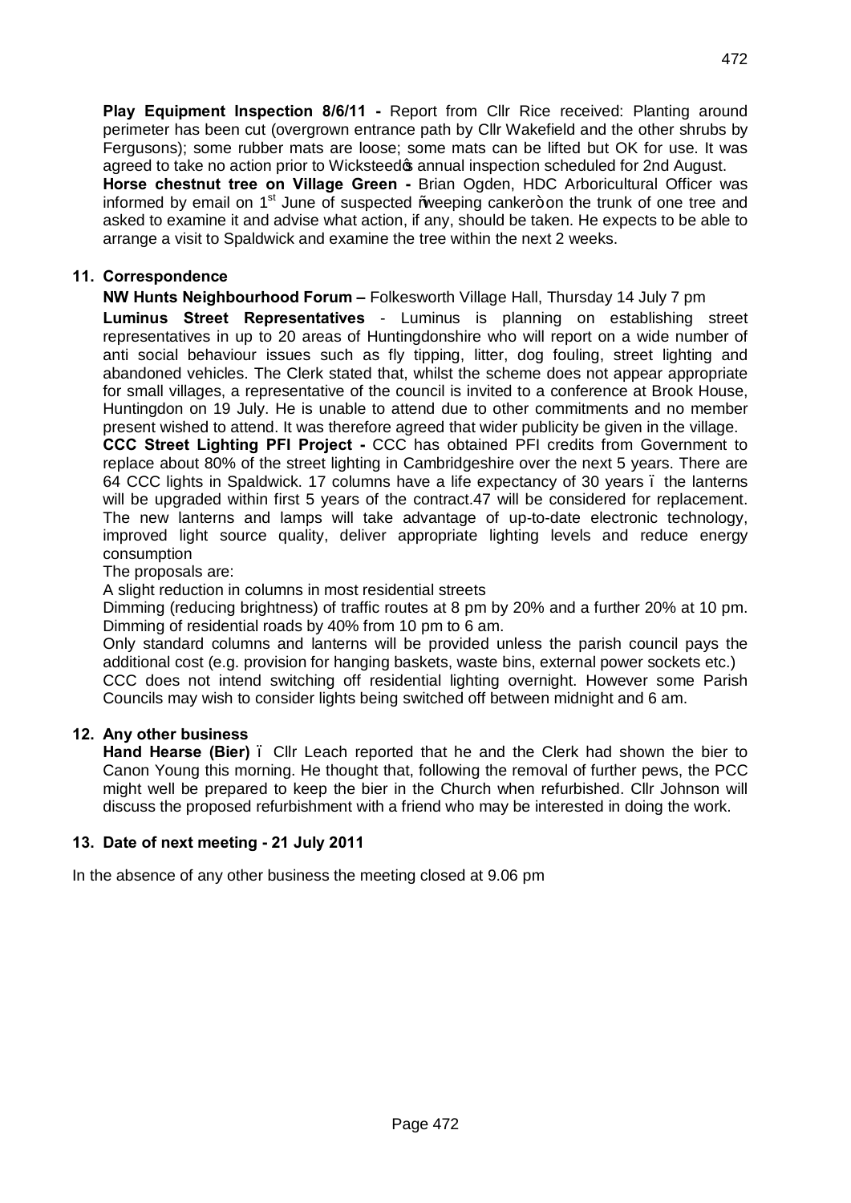**Play Equipment Inspection 8/6/11 -** Report from Cllr Rice received: Planting around perimeter has been cut (overgrown entrance path by Cllr Wakefield and the other shrubs by Fergusons); some rubber mats are loose; some mats can be lifted but OK for use. It was agreed to take no action prior to Wicksteed's annual inspection scheduled for 2nd August.

**Horse chestnut tree on Village Green -** Brian Ogden, HDC Arboricultural Officer was informed by email on 1st June of suspected "weeping canker" on the trunk of one tree and asked to examine it and advise what action, if any, should be taken. He expects to be able to arrange a visit to Spaldwick and examine the tree within the next 2 weeks.

## 11. Correspondence

**NW Hunts Neighbourhood Forum –** Folkesworth Village Hall, Thursday 14 July 7 pm

**Luminus Street Representatives** - Luminus is planning on establishing street representatives in up to 20 areas of Huntingdonshire who will report on a wide number of anti social behaviour issues such as fly tipping, litter, dog fouling, street lighting and abandoned vehicles. The Clerk stated that, whilst the scheme does not appear appropriate for small villages, a representative of the council is invited to a conference at Brook House, Huntingdon on 19 July. He is unable to attend due to other commitments and no member present wished to attend. It was therefore agreed that wider publicity be given in the village.

**CCC Street Lighting PFI Project -** CCC has obtained PFI credits from Government to replace about 80% of the street lighting in Cambridgeshire over the next 5 years. There are 64 CCC lights in Spaldwick. 17 columns have a life expectancy of 30 years – the lanterns will be upgraded within first 5 years of the contract.47 will be considered for replacement. The new lanterns and lamps will take advantage of up-to-date electronic technology, improved light source quality, deliver appropriate lighting levels and reduce energy consumption

The proposals are:

A slight reduction in columns in most residential streets

Dimming (reducing brightness) of traffic routes at 8 pm by 20% and a further 20% at 10 pm. Dimming of residential roads by 40% from 10 pm to 6 am.

Only standard columns and lanterns will be provided unless the parish council pays the additional cost (e.g. provision for hanging baskets, waste bins, external power sockets etc.)

CCC does not intend switching off residential lighting overnight. However some Parish Councils may wish to consider lights being switched off between midnight and 6 am.

## 12. Any other business

**Hand Hearse (Bier)** – Cllr Leach reported that he and the Clerk had shown the bier to Canon Young this morning. He thought that, following the removal of further pews, the PCC might well be prepared to keep the bier in the Church when refurbished. Cllr Johnson will discuss the proposed refurbishment with a friend who may be interested in doing the work.

## 13. Date of next meeting - 21 July 2011

In the absence of any other business the meeting closed at 9.06 pm